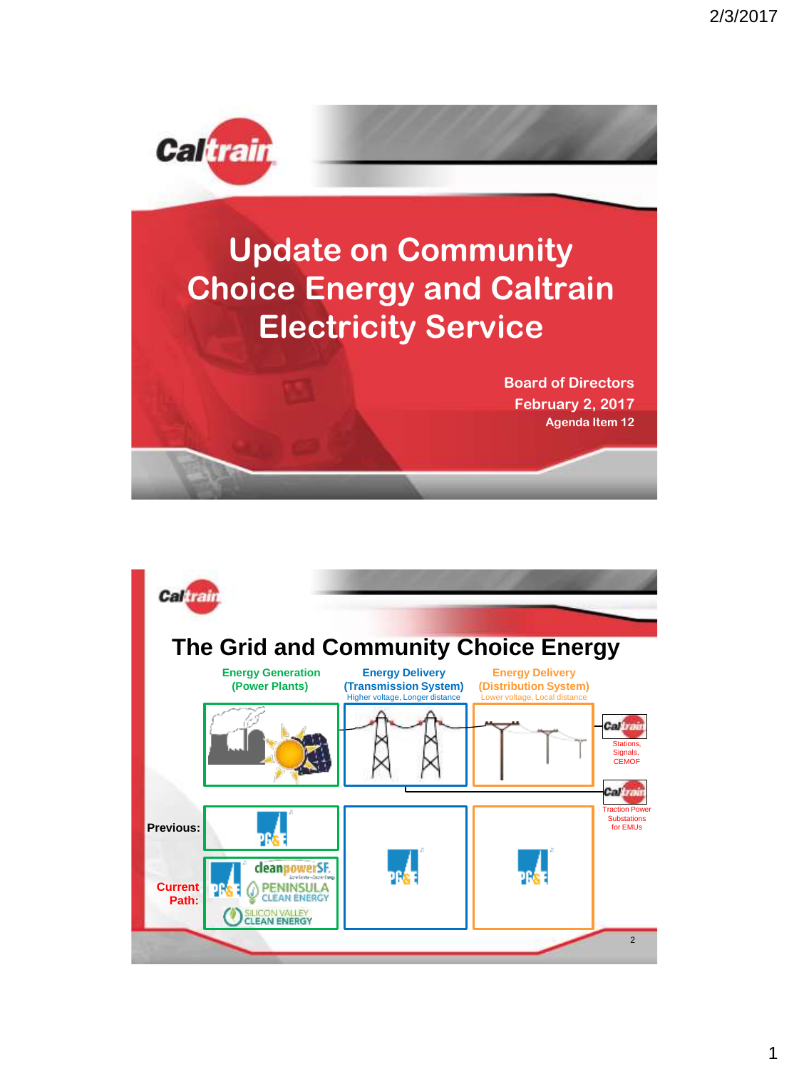# Update on Community Choice Energy and Caltrain Electricity Service

Board of Directors
February 2, 2017
Agenda Item 12

## The Grid and Community Choice Energy

| | Energy Generation (Power Plants) | Energy Delivery (Transmission System) Higher voltage, Longer distance | Energy Delivery (Distribution System) Lower voltage, Local distance | |
|---|---|---|---|---|
| | | | | Caltrain: Stations, Signals, CEMOF |
| | | | | Caltrain: Traction Power Substations for EMUs |
| **Previous:** | PG&E | PG&E | PG&E | |
| **Current Path:** | PG&E, cleanpowerSF, Peninsula Clean Energy, Silicon Valley Clean Energy | PG&E | PG&E | |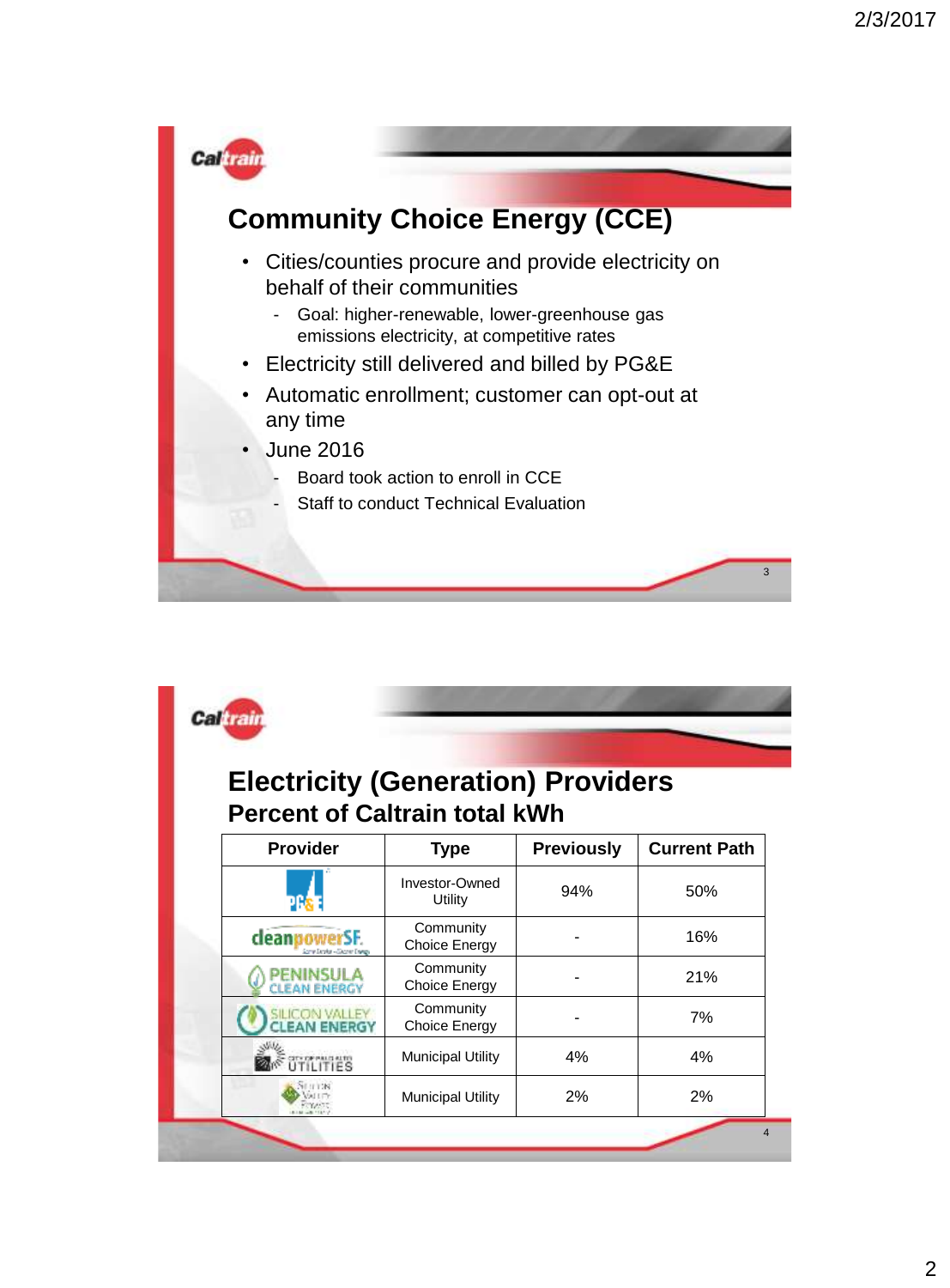## Community Choice Energy (CCE)

- Cities/counties procure and provide electricity on behalf of their communities
  - Goal: higher-renewable, lower-greenhouse gas emissions electricity, at competitive rates
- Electricity still delivered and billed by PG&E
- Automatic enrollment; customer can opt-out at any time
- June 2016
  - Board took action to enroll in CCE
  - Staff to conduct Technical Evaluation

## Electricity (Generation) Providers

### Percent of Caltrain total kWh

| Provider | Type | Previously | Current Path |
|---|---|---|---|
| PG&E | Investor-Owned Utility | 94% | 50% |
| cleanpowerSF | Community Choice Energy | - | 16% |
| Peninsula Clean Energy | Community Choice Energy | - | 21% |
| Silicon Valley Clean Energy | Community Choice Energy | - | 7% |
| City of Palo Alto Utilities | Municipal Utility | 4% | 4% |
| Silicon Valley Power | Municipal Utility | 2% | 2% |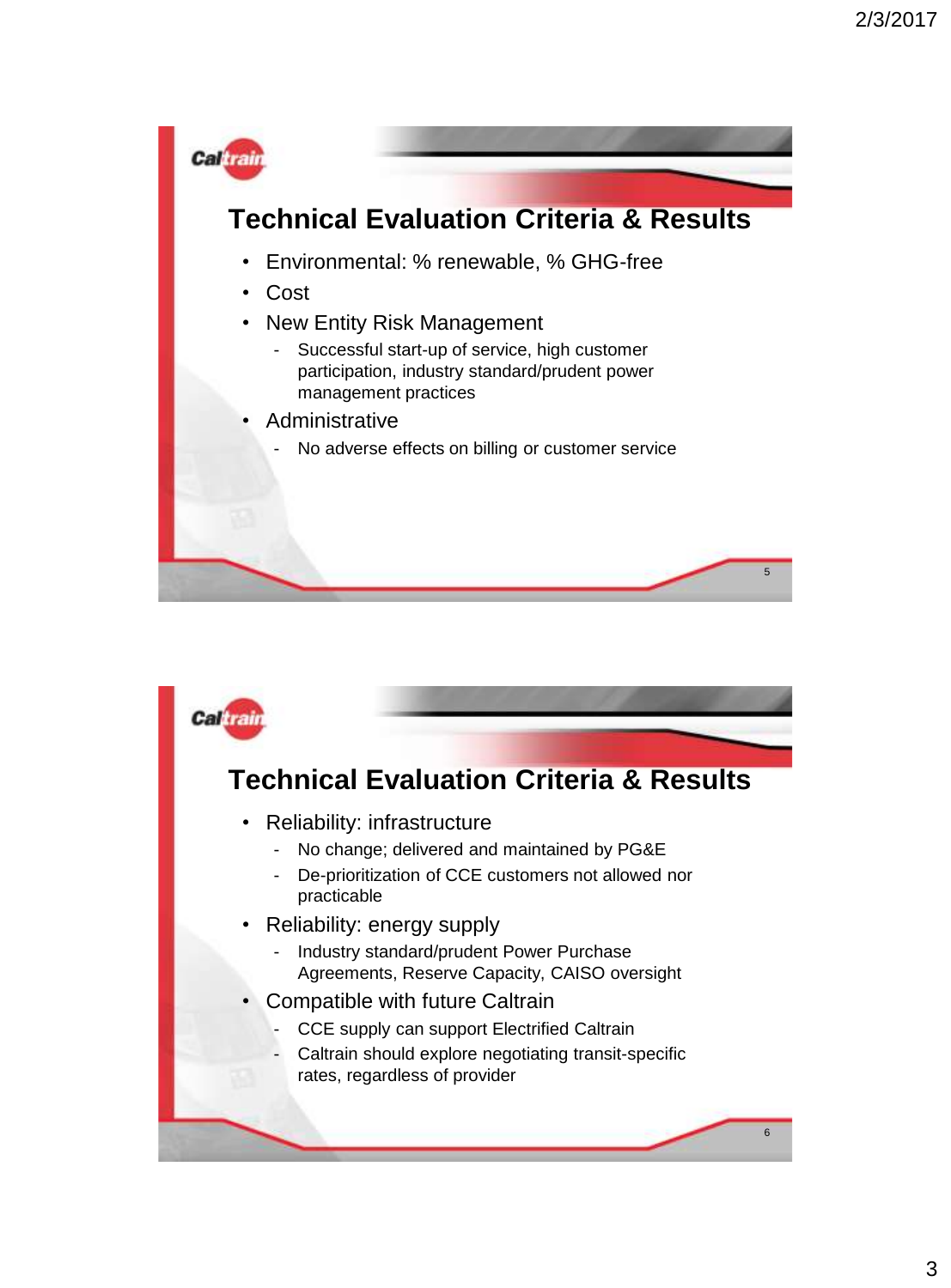## Technical Evaluation Criteria & Results

- Environmental: % renewable, % GHG-free
- Cost
- New Entity Risk Management
  - Successful start-up of service, high customer participation, industry standard/prudent power management practices
- Administrative
  - No adverse effects on billing or customer service

## Technical Evaluation Criteria & Results

- Reliability: infrastructure
  - No change; delivered and maintained by PG&E
  - De-prioritization of CCE customers not allowed nor practicable
- Reliability: energy supply
  - Industry standard/prudent Power Purchase Agreements, Reserve Capacity, CAISO oversight
- Compatible with future Caltrain
  - CCE supply can support Electrified Caltrain
  - Caltrain should explore negotiating transit-specific rates, regardless of provider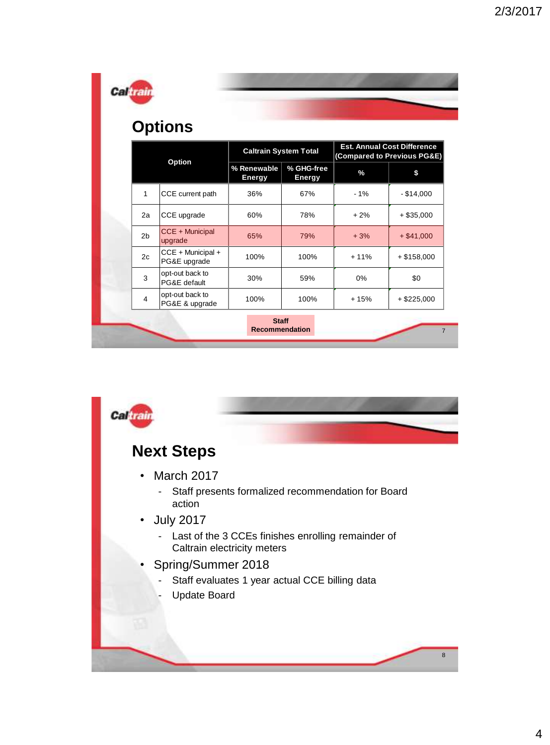## Options

| Option | | Caltrain System Total | | Est. Annual Cost Difference (Compared to Previous PG&E) | |
|---|---|---|---|---|---|
| | | % Renewable Energy | % GHG-free Energy | % | $ |
| 1 | CCE current path | 36% | 67% | - 1% | - $14,000 |
| 2a | CCE upgrade | 60% | 78% | + 2% | + $35,000 |
| 2b | CCE + Municipal upgrade | 65% | 79% | + 3% | + $41,000 |
| 2c | CCE + Municipal + PG&E upgrade | 100% | 100% | + 11% | + $158,000 |
| 3 | opt-out back to PG&E default | 30% | 59% | 0% | $0 |
| 4 | opt-out back to PG&E & upgrade | 100% | 100% | + 15% | + $225,000 |

**Staff Recommendation** (highlighted: option 2b)

## Next Steps

- March 2017
  - Staff presents formalized recommendation for Board action
- July 2017
  - Last of the 3 CCEs finishes enrolling remainder of Caltrain electricity meters
- Spring/Summer 2018
  - Staff evaluates 1 year actual CCE billing data
  - Update Board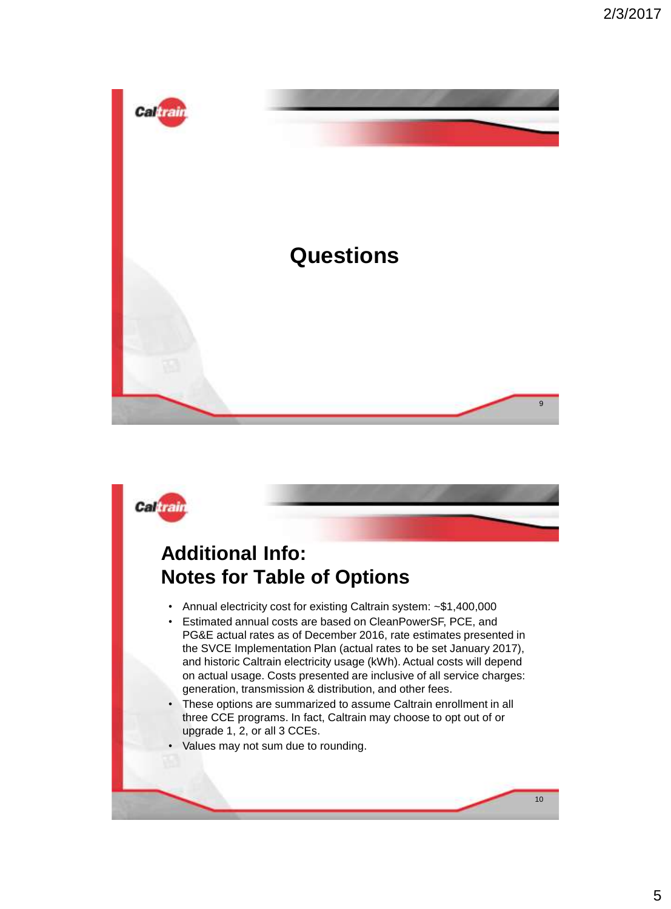# Questions

## Additional Info: Notes for Table of Options

- Annual electricity cost for existing Caltrain system: ~$1,400,000
- Estimated annual costs are based on CleanPowerSF, PCE, and PG&E actual rates as of December 2016, rate estimates presented in the SVCE Implementation Plan (actual rates to be set January 2017), and historic Caltrain electricity usage (kWh). Actual costs will depend on actual usage. Costs presented are inclusive of all service charges: generation, transmission & distribution, and other fees.
- These options are summarized to assume Caltrain enrollment in all three CCE programs. In fact, Caltrain may choose to opt out of or upgrade 1, 2, or all 3 CCEs.
- Values may not sum due to rounding.